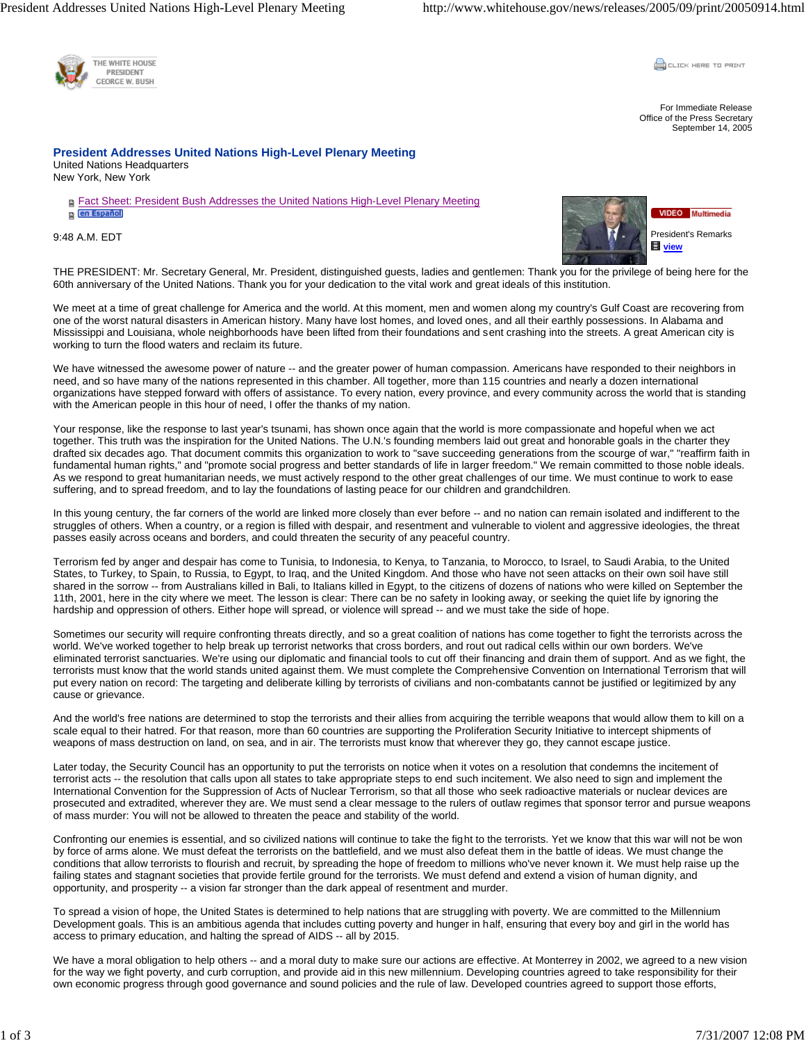THE WHITE HOUSE
PRESIDENT
GEORGE W. BUSH

CLICK HERE TO PRINT

For Immediate Release
Office of the Press Secretary
September 14, 2005

## President Addresses United Nations High-Level Plenary Meeting

United Nations Headquarters
New York, New York

- Fact Sheet: President Bush Addresses the United Nations High-Level Plenary Meeting
- en Español

VIDEO Multimedia

President's Remarks
view

9:48 A.M. EDT

THE PRESIDENT: Mr. Secretary General, Mr. President, distinguished guests, ladies and gentlemen: Thank you for the privilege of being here for the 60th anniversary of the United Nations. Thank you for your dedication to the vital work and great ideals of this institution.

We meet at a time of great challenge for America and the world. At this moment, men and women along my country's Gulf Coast are recovering from one of the worst natural disasters in American history. Many have lost homes, and loved ones, and all their earthly possessions. In Alabama and Mississippi and Louisiana, whole neighborhoods have been lifted from their foundations and sent crashing into the streets. A great American city is working to turn the flood waters and reclaim its future.

We have witnessed the awesome power of nature -- and the greater power of human compassion. Americans have responded to their neighbors in need, and so have many of the nations represented in this chamber. All together, more than 115 countries and nearly a dozen international organizations have stepped forward with offers of assistance. To every nation, every province, and every community across the world that is standing with the American people in this hour of need, I offer the thanks of my nation.

Your response, like the response to last year's tsunami, has shown once again that the world is more compassionate and hopeful when we act together. This truth was the inspiration for the United Nations. The U.N.'s founding members laid out great and honorable goals in the charter they drafted six decades ago. That document commits this organization to work to "save succeeding generations from the scourge of war," "reaffirm faith in fundamental human rights," and "promote social progress and better standards of life in larger freedom." We remain committed to those noble ideals. As we respond to great humanitarian needs, we must actively respond to the other great challenges of our time. We must continue to work to ease suffering, and to spread freedom, and to lay the foundations of lasting peace for our children and grandchildren.

In this young century, the far corners of the world are linked more closely than ever before -- and no nation can remain isolated and indifferent to the struggles of others. When a country, or a region is filled with despair, and resentment and vulnerable to violent and aggressive ideologies, the threat passes easily across oceans and borders, and could threaten the security of any peaceful country.

Terrorism fed by anger and despair has come to Tunisia, to Indonesia, to Kenya, to Tanzania, to Morocco, to Israel, to Saudi Arabia, to the United States, to Turkey, to Spain, to Russia, to Egypt, to Iraq, and the United Kingdom. And those who have not seen attacks on their own soil have still shared in the sorrow -- from Australians killed in Bali, to Italians killed in Egypt, to the citizens of dozens of nations who were killed on September the 11th, 2001, here in the city where we meet. The lesson is clear: There can be no safety in looking away, or seeking the quiet life by ignoring the hardship and oppression of others. Either hope will spread, or violence will spread -- and we must take the side of hope.

Sometimes our security will require confronting threats directly, and so a great coalition of nations has come together to fight the terrorists across the world. We've worked together to help break up terrorist networks that cross borders, and rout out radical cells within our own borders. We've eliminated terrorist sanctuaries. We're using our diplomatic and financial tools to cut off their financing and drain them of support. And as we fight, the terrorists must know that the world stands united against them. We must complete the Comprehensive Convention on International Terrorism that will put every nation on record: The targeting and deliberate killing by terrorists of civilians and non-combatants cannot be justified or legitimized by any cause or grievance.

And the world's free nations are determined to stop the terrorists and their allies from acquiring the terrible weapons that would allow them to kill on a scale equal to their hatred. For that reason, more than 60 countries are supporting the Proliferation Security Initiative to intercept shipments of weapons of mass destruction on land, on sea, and in air. The terrorists must know that wherever they go, they cannot escape justice.

Later today, the Security Council has an opportunity to put the terrorists on notice when it votes on a resolution that condemns the incitement of terrorist acts -- the resolution that calls upon all states to take appropriate steps to end such incitement. We also need to sign and implement the International Convention for the Suppression of Acts of Nuclear Terrorism, so that all those who seek radioactive materials or nuclear devices are prosecuted and extradited, wherever they are. We must send a clear message to the rulers of outlaw regimes that sponsor terror and pursue weapons of mass murder: You will not be allowed to threaten the peace and stability of the world.

Confronting our enemies is essential, and so civilized nations will continue to take the fight to the terrorists. Yet we know that this war will not be won by force of arms alone. We must defeat the terrorists on the battlefield, and we must also defeat them in the battle of ideas. We must change the conditions that allow terrorists to flourish and recruit, by spreading the hope of freedom to millions who've never known it. We must help raise up the failing states and stagnant societies that provide fertile ground for the terrorists. We must defend and extend a vision of human dignity, and opportunity, and prosperity -- a vision far stronger than the dark appeal of resentment and murder.

To spread a vision of hope, the United States is determined to help nations that are struggling with poverty. We are committed to the Millennium Development goals. This is an ambitious agenda that includes cutting poverty and hunger in half, ensuring that every boy and girl in the world has access to primary education, and halting the spread of AIDS -- all by 2015.

We have a moral obligation to help others -- and a moral duty to make sure our actions are effective. At Monterrey in 2002, we agreed to a new vision for the way we fight poverty, and curb corruption, and provide aid in this new millennium. Developing countries agreed to take responsibility for their own economic progress through good governance and sound policies and the rule of law. Developed countries agreed to support those efforts,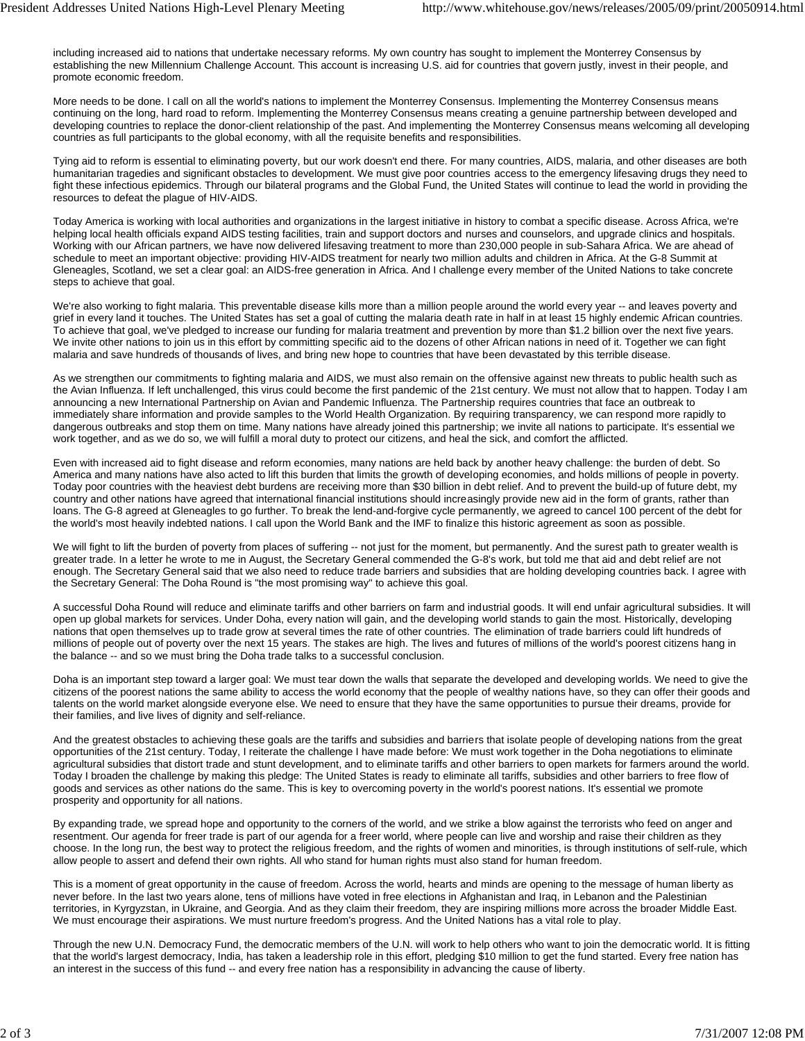including increased aid to nations that undertake necessary reforms. My own country has sought to implement the Monterrey Consensus by establishing the new Millennium Challenge Account. This account is increasing U.S. aid for countries that govern justly, invest in their people, and promote economic freedom.

More needs to be done. I call on all the world's nations to implement the Monterrey Consensus. Implementing the Monterrey Consensus means continuing on the long, hard road to reform. Implementing the Monterrey Consensus means creating a genuine partnership between developed and developing countries to replace the donor-client relationship of the past. And implementing the Monterrey Consensus means welcoming all developing countries as full participants to the global economy, with all the requisite benefits and responsibilities.

Tying aid to reform is essential to eliminating poverty, but our work doesn't end there. For many countries, AIDS, malaria, and other diseases are both humanitarian tragedies and significant obstacles to development. We must give poor countries access to the emergency lifesaving drugs they need to fight these infectious epidemics. Through our bilateral programs and the Global Fund, the United States will continue to lead the world in providing the resources to defeat the plague of HIV-AIDS.

Today America is working with local authorities and organizations in the largest initiative in history to combat a specific disease. Across Africa, we're helping local health officials expand AIDS testing facilities, train and support doctors and nurses and counselors, and upgrade clinics and hospitals. Working with our African partners, we have now delivered lifesaving treatment to more than 230,000 people in sub-Sahara Africa. We are ahead of schedule to meet an important objective: providing HIV-AIDS treatment for nearly two million adults and children in Africa. At the G-8 Summit at Gleneagles, Scotland, we set a clear goal: an AIDS-free generation in Africa. And I challenge every member of the United Nations to take concrete steps to achieve that goal.

We're also working to fight malaria. This preventable disease kills more than a million people around the world every year -- and leaves poverty and grief in every land it touches. The United States has set a goal of cutting the malaria death rate in half in at least 15 highly endemic African countries. To achieve that goal, we've pledged to increase our funding for malaria treatment and prevention by more than $1.2 billion over the next five years. We invite other nations to join us in this effort by committing specific aid to the dozens of other African nations in need of it. Together we can fight malaria and save hundreds of thousands of lives, and bring new hope to countries that have been devastated by this terrible disease.

As we strengthen our commitments to fighting malaria and AIDS, we must also remain on the offensive against new threats to public health such as the Avian Influenza. If left unchallenged, this virus could become the first pandemic of the 21st century. We must not allow that to happen. Today I am announcing a new International Partnership on Avian and Pandemic Influenza. The Partnership requires countries that face an outbreak to immediately share information and provide samples to the World Health Organization. By requiring transparency, we can respond more rapidly to dangerous outbreaks and stop them on time. Many nations have already joined this partnership; we invite all nations to participate. It's essential we work together, and as we do so, we will fulfill a moral duty to protect our citizens, and heal the sick, and comfort the afflicted.

Even with increased aid to fight disease and reform economies, many nations are held back by another heavy challenge: the burden of debt. So America and many nations have also acted to lift this burden that limits the growth of developing economies, and holds millions of people in poverty. Today poor countries with the heaviest debt burdens are receiving more than $30 billion in debt relief. And to prevent the build-up of future debt, my country and other nations have agreed that international financial institutions should increasingly provide new aid in the form of grants, rather than loans. The G-8 agreed at Gleneagles to go further. To break the lend-and-forgive cycle permanently, we agreed to cancel 100 percent of the debt for the world's most heavily indebted nations. I call upon the World Bank and the IMF to finalize this historic agreement as soon as possible.

We will fight to lift the burden of poverty from places of suffering -- not just for the moment, but permanently. And the surest path to greater wealth is greater trade. In a letter he wrote to me in August, the Secretary General commended the G-8's work, but told me that aid and debt relief are not enough. The Secretary General said that we also need to reduce trade barriers and subsidies that are holding developing countries back. I agree with the Secretary General: The Doha Round is "the most promising way" to achieve this goal.

A successful Doha Round will reduce and eliminate tariffs and other barriers on farm and industrial goods. It will end unfair agricultural subsidies. It will open up global markets for services. Under Doha, every nation will gain, and the developing world stands to gain the most. Historically, developing nations that open themselves up to trade grow at several times the rate of other countries. The elimination of trade barriers could lift hundreds of millions of people out of poverty over the next 15 years. The stakes are high. The lives and futures of millions of the world's poorest citizens hang in the balance -- and so we must bring the Doha trade talks to a successful conclusion.

Doha is an important step toward a larger goal: We must tear down the walls that separate the developed and developing worlds. We need to give the citizens of the poorest nations the same ability to access the world economy that the people of wealthy nations have, so they can offer their goods and talents on the world market alongside everyone else. We need to ensure that they have the same opportunities to pursue their dreams, provide for their families, and live lives of dignity and self-reliance.

And the greatest obstacles to achieving these goals are the tariffs and subsidies and barriers that isolate people of developing nations from the great opportunities of the 21st century. Today, I reiterate the challenge I have made before: We must work together in the Doha negotiations to eliminate agricultural subsidies that distort trade and stunt development, and to eliminate tariffs and other barriers to open markets for farmers around the world. Today I broaden the challenge by making this pledge: The United States is ready to eliminate all tariffs, subsidies and other barriers to free flow of goods and services as other nations do the same. This is key to overcoming poverty in the world's poorest nations. It's essential we promote prosperity and opportunity for all nations.

By expanding trade, we spread hope and opportunity to the corners of the world, and we strike a blow against the terrorists who feed on anger and resentment. Our agenda for freer trade is part of our agenda for a freer world, where people can live and worship and raise their children as they choose. In the long run, the best way to protect the religious freedom, and the rights of women and minorities, is through institutions of self-rule, which allow people to assert and defend their own rights. All who stand for human rights must also stand for human freedom.

This is a moment of great opportunity in the cause of freedom. Across the world, hearts and minds are opening to the message of human liberty as never before. In the last two years alone, tens of millions have voted in free elections in Afghanistan and Iraq, in Lebanon and the Palestinian territories, in Kyrgyzstan, in Ukraine, and Georgia. And as they claim their freedom, they are inspiring millions more across the broader Middle East. We must encourage their aspirations. We must nurture freedom's progress. And the United Nations has a vital role to play.

Through the new U.N. Democracy Fund, the democratic members of the U.N. will work to help others who want to join the democratic world. It is fitting that the world's largest democracy, India, has taken a leadership role in this effort, pledging $10 million to get the fund started. Every free nation has an interest in the success of this fund -- and every free nation has a responsibility in advancing the cause of liberty.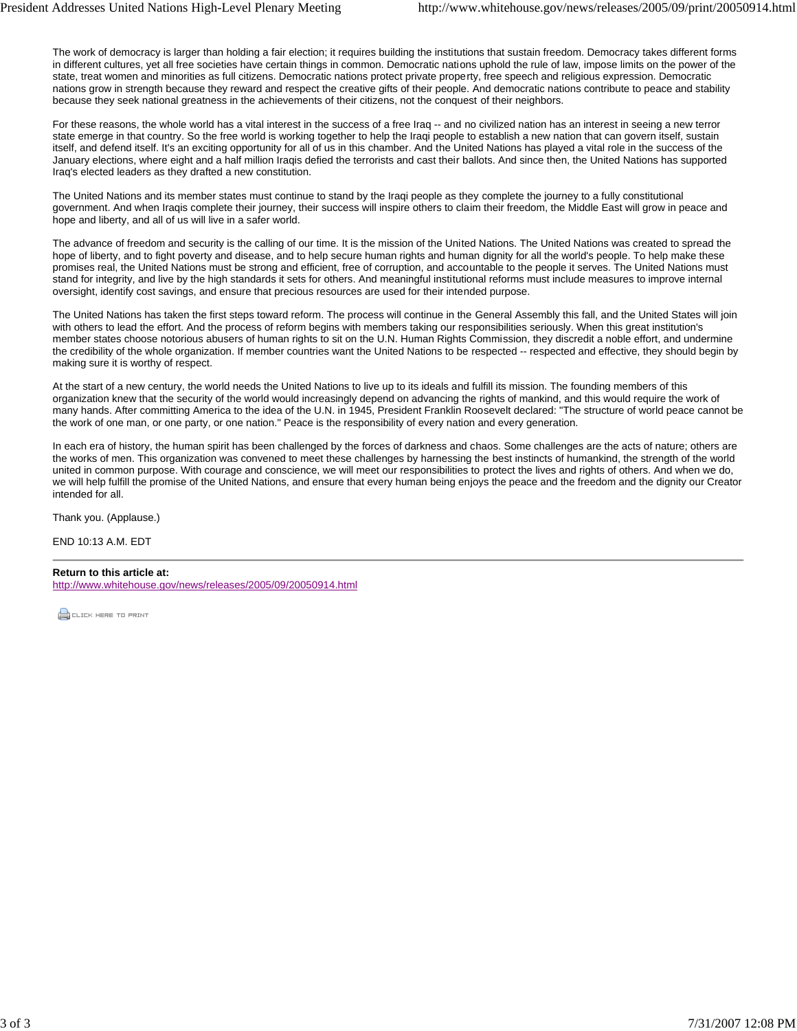The work of democracy is larger than holding a fair election; it requires building the institutions that sustain freedom. Democracy takes different forms in different cultures, yet all free societies have certain things in common. Democratic nations uphold the rule of law, impose limits on the power of the state, treat women and minorities as full citizens. Democratic nations protect private property, free speech and religious expression. Democratic nations grow in strength because they reward and respect the creative gifts of their people. And democratic nations contribute to peace and stability because they seek national greatness in the achievements of their citizens, not the conquest of their neighbors.

For these reasons, the whole world has a vital interest in the success of a free Iraq -- and no civilized nation has an interest in seeing a new terror state emerge in that country. So the free world is working together to help the Iraqi people to establish a new nation that can govern itself, sustain itself, and defend itself. It's an exciting opportunity for all of us in this chamber. And the United Nations has played a vital role in the success of the January elections, where eight and a half million Iraqis defied the terrorists and cast their ballots. And since then, the United Nations has supported Iraq's elected leaders as they drafted a new constitution.

The United Nations and its member states must continue to stand by the Iraqi people as they complete the journey to a fully constitutional government. And when Iraqis complete their journey, their success will inspire others to claim their freedom, the Middle East will grow in peace and hope and liberty, and all of us will live in a safer world.

The advance of freedom and security is the calling of our time. It is the mission of the United Nations. The United Nations was created to spread the hope of liberty, and to fight poverty and disease, and to help secure human rights and human dignity for all the world's people. To help make these promises real, the United Nations must be strong and efficient, free of corruption, and accountable to the people it serves. The United Nations must stand for integrity, and live by the high standards it sets for others. And meaningful institutional reforms must include measures to improve internal oversight, identify cost savings, and ensure that precious resources are used for their intended purpose.

The United Nations has taken the first steps toward reform. The process will continue in the General Assembly this fall, and the United States will join with others to lead the effort. And the process of reform begins with members taking our responsibilities seriously. When this great institution's member states choose notorious abusers of human rights to sit on the U.N. Human Rights Commission, they discredit a noble effort, and undermine the credibility of the whole organization. If member countries want the United Nations to be respected -- respected and effective, they should begin by making sure it is worthy of respect.

At the start of a new century, the world needs the United Nations to live up to its ideals and fulfill its mission. The founding members of this organization knew that the security of the world would increasingly depend on advancing the rights of mankind, and this would require the work of many hands. After committing America to the idea of the U.N. in 1945, President Franklin Roosevelt declared: "The structure of world peace cannot be the work of one man, or one party, or one nation." Peace is the responsibility of every nation and every generation.

In each era of history, the human spirit has been challenged by the forces of darkness and chaos. Some challenges are the acts of nature; others are the works of men. This organization was convened to meet these challenges by harnessing the best instincts of humankind, the strength of the world united in common purpose. With courage and conscience, we will meet our responsibilities to protect the lives and rights of others. And when we do, we will help fulfill the promise of the United Nations, and ensure that every human being enjoys the peace and the freedom and the dignity our Creator intended for all.

Thank you. (Applause.)

END 10:13 A.M. EDT

---

**Return to this article at:**
http://www.whitehouse.gov/news/releases/2005/09/20050914.html

CLICK HERE TO PRINT